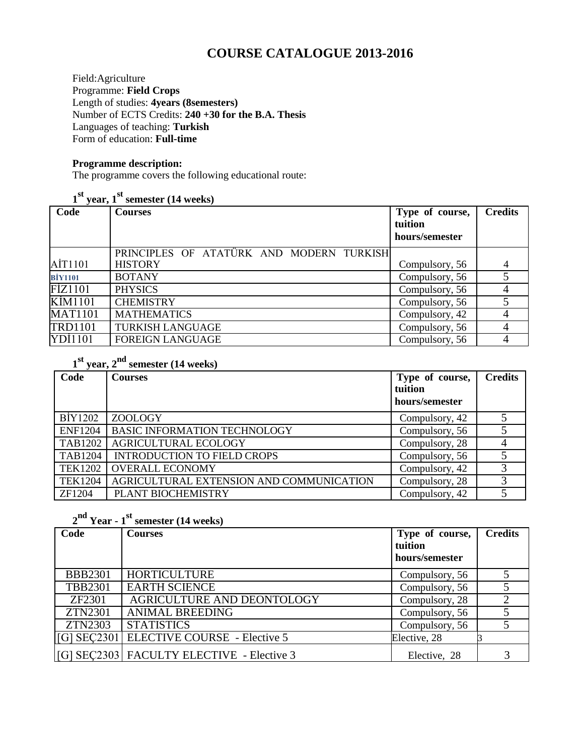# COURSE CATALOGUE 2013-2016

Field:Agriculture
Programme: **Field Crops**
Length of studies: **4years (8semesters)**
Number of ECTS Credits: **240 +30 for the B.A. Thesis**
Languages of teaching: **Turkish**
Form of education: **Full-time**

**Programme description:**
The programme covers the following educational route:

**1st year, 1st semester (14 weeks)**

| Code | Courses | Type of course, tuition hours/semester | Credits |
|---|---|---|---|
| AİT1101 | PRINCIPLES OF ATATÜRK AND MODERN TURKISH HISTORY | Compulsory, 56 | 4 |
| BİY1101 | BOTANY | Compulsory, 56 | 5 |
| FİZ1101 | PHYSICS | Compulsory, 56 | 4 |
| KİM1101 | CHEMISTRY | Compulsory, 56 | 5 |
| MAT1101 | MATHEMATICS | Compulsory, 42 | 4 |
| TRD1101 | TURKISH LANGUAGE | Compulsory, 56 | 4 |
| YDİ1101 | FOREIGN LANGUAGE | Compulsory, 56 | 4 |

**1st year, 2nd semester (14 weeks)**

| Code | Courses | Type of course, tuition hours/semester | Credits |
|---|---|---|---|
| BİY1202 | ZOOLOGY | Compulsory, 42 | 5 |
| ENF1204 | BASIC INFORMATION TECHNOLOGY | Compulsory, 56 | 5 |
| TAB1202 | AGRICULTURAL ECOLOGY | Compulsory, 28 | 4 |
| TAB1204 | INTRODUCTION TO FIELD CROPS | Compulsory, 56 | 5 |
| TEK1202 | OVERALL ECONOMY | Compulsory, 42 | 3 |
| TEK1204 | AGRICULTURAL EXTENSION AND COMMUNICATION | Compulsory, 28 | 3 |
| ZF1204 | PLANT BIOCHEMISTRY | Compulsory, 42 | 5 |

**2nd Year - 1st semester (14 weeks)**

| Code | Courses | Type of course, tuition hours/semester | Credits |
|---|---|---|---|
| BBB2301 | HORTICULTURE | Compulsory, 56 | 5 |
| TBB2301 | EARTH SCIENCE | Compulsory, 56 | 5 |
| ZF2301 | AGRICULTURE AND DEONTOLOGY | Compulsory, 28 | 2 |
| ZTN2301 | ANIMAL BREEDING | Compulsory, 56 | 5 |
| ZTN2303 | STATISTICS | Compulsory, 56 | 5 |
| [G] SEÇ2301 | ELECTIVE COURSE - Elective 5 | Elective, 28 | 3 |
| [G] SEÇ2303 | FACULTY ELECTIVE - Elective 3 | Elective, 28 | 3 |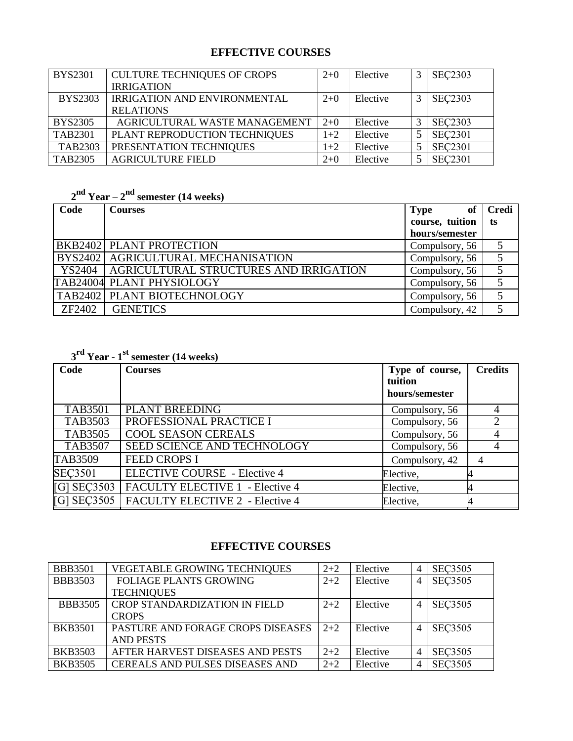## EFFECTIVE COURSES

| | | | | | |
|---|---|---|---|---|---|
| BYS2301 | CULTURE TECHNIQUES OF CROPS IRRIGATION | 2+0 | Elective | 3 | SEÇ2303 |
| BYS2303 | IRRIGATION AND ENVIRONMENTAL RELATIONS | 2+0 | Elective | 3 | SEÇ2303 |
| BYS2305 | AGRICULTURAL WASTE MANAGEMENT | 2+0 | Elective | 3 | SEÇ2303 |
| TAB2301 | PLANT REPRODUCTION TECHNIQUES | 1+2 | Elective | 5 | SEÇ2301 |
| TAB2303 | PRESENTATION TECHNIQUES | 1+2 | Elective | 5 | SEÇ2301 |
| TAB2305 | AGRICULTURE FIELD | 2+0 | Elective | 5 | SEÇ2301 |

### 2nd Year – 2nd semester (14 weeks)

| Code | Courses | Type of course, tuition hours/semester | Credits |
|---|---|---|---|
| BKB2402 | PLANT PROTECTION | Compulsory, 56 | 5 |
| BYS2402 | AGRICULTURAL MECHANISATION | Compulsory, 56 | 5 |
| YS2404 | AGRICULTURAL STRUCTURES AND IRRIGATION | Compulsory, 56 | 5 |
| TAB24004 | PLANT PHYSIOLOGY | Compulsory, 56 | 5 |
| TAB2402 | PLANT BIOTECHNOLOGY | Compulsory, 56 | 5 |
| ZF2402 | GENETICS | Compulsory, 42 | 5 |

### 3rd Year - 1st semester (14 weeks)

| Code | Courses | Type of course, tuition hours/semester | Credits |
|---|---|---|---|
| TAB3501 | PLANT BREEDING | Compulsory, 56 | 4 |
| TAB3503 | PROFESSIONAL PRACTICE I | Compulsory, 56 | 2 |
| TAB3505 | COOL SEASON CEREALS | Compulsory, 56 | 4 |
| TAB3507 | SEED SCIENCE AND TECHNOLOGY | Compulsory, 56 | 4 |
| TAB3509 | FEED CROPS I | Compulsory, 42 | 4 |
| SEÇ3501 | ELECTIVE COURSE - Elective 4 | Elective, | 4 |
| [G] SEÇ3503 | FACULTY ELECTIVE 1 - Elective 4 | Elective, | 4 |
| [G] SEÇ3505 | FACULTY ELECTIVE 2 - Elective 4 | Elective, | 4 |

## EFFECTIVE COURSES

| | | | | | |
|---|---|---|---|---|---|
| BBB3501 | VEGETABLE GROWING TECHNIQUES | 2+2 | Elective | 4 | SEÇ3505 |
| BBB3503 | FOLIAGE PLANTS GROWING TECHNIQUES | 2+2 | Elective | 4 | SEÇ3505 |
| BBB3505 | CROP STANDARDIZATION IN FIELD CROPS | 2+2 | Elective | 4 | SEÇ3505 |
| BKB3501 | PASTURE AND FORAGE CROPS DISEASES AND PESTS | 2+2 | Elective | 4 | SEÇ3505 |
| BKB3503 | AFTER HARVEST DISEASES AND PESTS | 2+2 | Elective | 4 | SEÇ3505 |
| BKB3505 | CEREALS AND PULSES DISEASES AND | 2+2 | Elective | 4 | SEÇ3505 |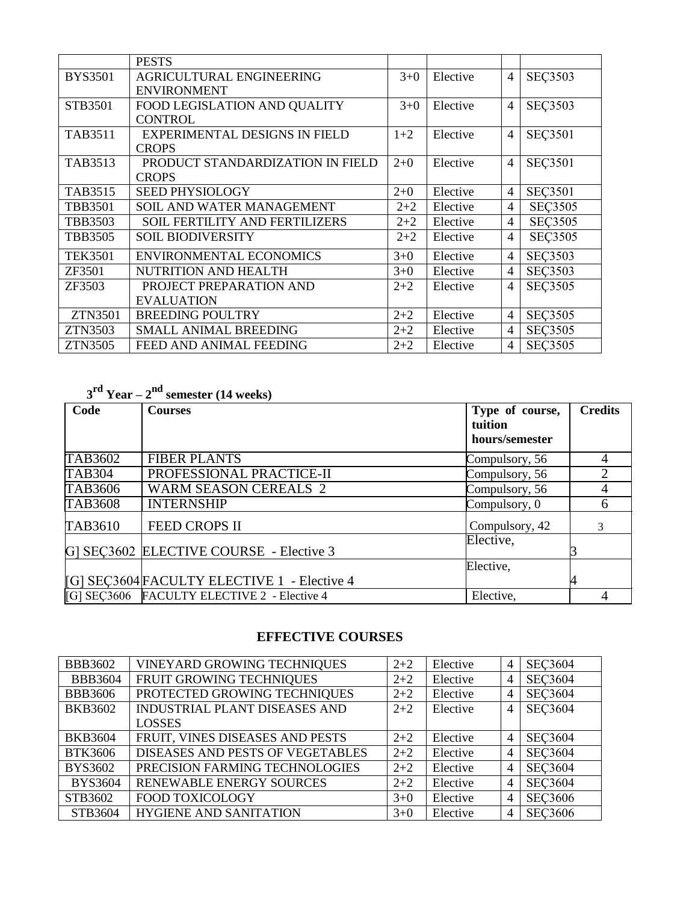| | PESTS | | | | |
|---|---|---|---|---|---|
| BYS3501 | AGRICULTURAL ENGINEERING ENVIRONMENT | 3+0 | Elective | 4 | SEÇ3503 |
| STB3501 | FOOD LEGISLATION AND QUALITY CONTROL | 3+0 | Elective | 4 | SEÇ3503 |
| TAB3511 | EXPERIMENTAL DESIGNS IN FIELD CROPS | 1+2 | Elective | 4 | SEÇ3501 |
| TAB3513 | PRODUCT STANDARDIZATION IN FIELD CROPS | 2+0 | Elective | 4 | SEÇ3501 |
| TAB3515 | SEED PHYSIOLOGY | 2+0 | Elective | 4 | SEÇ3501 |
| TBB3501 | SOIL AND WATER MANAGEMENT | 2+2 | Elective | 4 | SEÇ3505 |
| TBB3503 | SOIL FERTILITY AND FERTILIZERS | 2+2 | Elective | 4 | SEÇ3505 |
| TBB3505 | SOIL BIODIVERSITY | 2+2 | Elective | 4 | SEÇ3505 |
| TEK3501 | ENVIRONMENTAL ECONOMICS | 3+0 | Elective | 4 | SEÇ3503 |
| ZF3501 | NUTRITION AND HEALTH | 3+0 | Elective | 4 | SEÇ3503 |
| ZF3503 | PROJECT PREPARATION AND EVALUATION | 2+2 | Elective | 4 | SEÇ3505 |
| ZTN3501 | BREEDING POULTRY | 2+2 | Elective | 4 | SEÇ3505 |
| ZTN3503 | SMALL ANIMAL BREEDING | 2+2 | Elective | 4 | SEÇ3505 |
| ZTN3505 | FEED AND ANIMAL FEEDING | 2+2 | Elective | 4 | SEÇ3505 |

### 3rd Year – 2nd semester (14 weeks)

| Code | Courses | Type of course, tuition hours/semester | Credits |
|---|---|---|---|
| TAB3602 | FIBER PLANTS | Compulsory, 56 | 4 |
| TAB304 | PROFESSIONAL PRACTICE-II | Compulsory, 56 | 2 |
| TAB3606 | WARM SEASON CEREALS 2 | Compulsory, 56 | 4 |
| TAB3608 | INTERNSHIP | Compulsory, 0 | 6 |
| TAB3610 | FEED CROPS II | Compulsory, 42 | 3 |
| G] SEÇ3602 | ELECTIVE COURSE - Elective 3 | Elective, | 3 |
| [G] SEÇ3604 | FACULTY ELECTIVE 1 - Elective 4 | Elective, | 4 |
| [G] SEÇ3606 | FACULTY ELECTIVE 2 - Elective 4 | Elective, | 4 |

## EFFECTIVE COURSES

| | | | | | |
|---|---|---|---|---|---|
| BBB3602 | VINEYARD GROWING TECHNIQUES | 2+2 | Elective | 4 | SEÇ3604 |
| BBB3604 | FRUIT GROWING TECHNIQUES | 2+2 | Elective | 4 | SEÇ3604 |
| BBB3606 | PROTECTED GROWING TECHNIQUES | 2+2 | Elective | 4 | SEÇ3604 |
| BKB3602 | INDUSTRIAL PLANT DISEASES AND LOSSES | 2+2 | Elective | 4 | SEÇ3604 |
| BKB3604 | FRUIT, VINES DISEASES AND PESTS | 2+2 | Elective | 4 | SEÇ3604 |
| BTK3606 | DISEASES AND PESTS OF VEGETABLES | 2+2 | Elective | 4 | SEÇ3604 |
| BYS3602 | PRECISION FARMING TECHNOLOGIES | 2+2 | Elective | 4 | SEÇ3604 |
| BYS3604 | RENEWABLE ENERGY SOURCES | 2+2 | Elective | 4 | SEÇ3604 |
| STB3602 | FOOD TOXICOLOGY | 3+0 | Elective | 4 | SEÇ3606 |
| STB3604 | HYGIENE AND SANITATION | 3+0 | Elective | 4 | SEÇ3606 |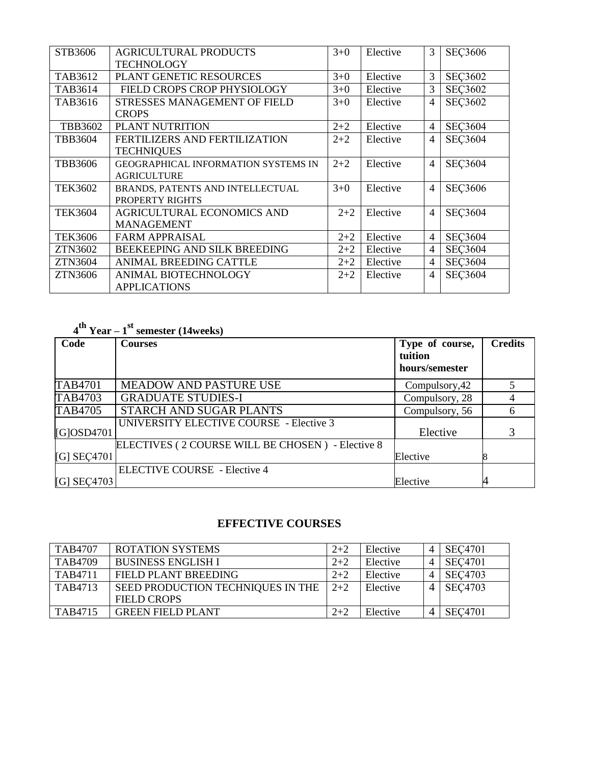| STB3606 | AGRICULTURAL PRODUCTS TECHNOLOGY | 3+0 | Elective | 3 | SEÇ3606 |
|---|---|---|---|---|---|
| TAB3612 | PLANT GENETIC RESOURCES | 3+0 | Elective | 3 | SEÇ3602 |
| TAB3614 | FIELD CROPS CROP PHYSIOLOGY | 3+0 | Elective | 3 | SEÇ3602 |
| TAB3616 | STRESSES MANAGEMENT OF FIELD CROPS | 3+0 | Elective | 4 | SEÇ3602 |
| TBB3602 | PLANT NUTRITION | 2+2 | Elective | 4 | SEÇ3604 |
| TBB3604 | FERTILIZERS AND FERTILIZATION TECHNIQUES | 2+2 | Elective | 4 | SEÇ3604 |
| TBB3606 | GEOGRAPHICAL INFORMATION SYSTEMS IN AGRICULTURE | 2+2 | Elective | 4 | SEÇ3604 |
| TEK3602 | BRANDS, PATENTS AND INTELLECTUAL PROPERTY RIGHTS | 3+0 | Elective | 4 | SEÇ3606 |
| TEK3604 | AGRICULTURAL ECONOMICS AND MANAGEMENT | 2+2 | Elective | 4 | SEÇ3604 |
| TEK3606 | FARM APPRAISAL | 2+2 | Elective | 4 | SEÇ3604 |
| ZTN3602 | BEEKEEPING AND SILK BREEDING | 2+2 | Elective | 4 | SEÇ3604 |
| ZTN3604 | ANIMAL BREEDING CATTLE | 2+2 | Elective | 4 | SEÇ3604 |
| ZTN3606 | ANIMAL BIOTECHNOLOGY APPLICATIONS | 2+2 | Elective | 4 | SEÇ3604 |

### 4th Year – 1st semester (14weeks)

| Code | Courses | Type of course, tuition hours/semester | Credits |
|---|---|---|---|
| TAB4701 | MEADOW AND PASTURE USE | Compulsory,42 | 5 |
| TAB4703 | GRADUATE STUDIES-I | Compulsory, 28 | 4 |
| TAB4705 | STARCH AND SUGAR PLANTS | Compulsory, 56 | 6 |
| [G]OSD4701 | UNIVERSITY ELECTIVE COURSE - Elective 3 | Elective | 3 |
| [G] SEÇ4701 | ELECTIVES ( 2 COURSE WILL BE CHOSEN ) - Elective 8 | Elective | 8 |
| [G] SEÇ4703 | ELECTIVE COURSE - Elective 4 | Elective | 4 |

## EFFECTIVE COURSES

| TAB4707 | ROTATION SYSTEMS | 2+2 | Elective | 4 | SEÇ4701 |
|---|---|---|---|---|---|
| TAB4709 | BUSINESS ENGLISH I | 2+2 | Elective | 4 | SEÇ4701 |
| TAB4711 | FIELD PLANT BREEDING | 2+2 | Elective | 4 | SEÇ4703 |
| TAB4713 | SEED PRODUCTION TECHNIQUES IN THE FIELD CROPS | 2+2 | Elective | 4 | SEÇ4703 |
| TAB4715 | GREEN FIELD PLANT | 2+2 | Elective | 4 | SEÇ4701 |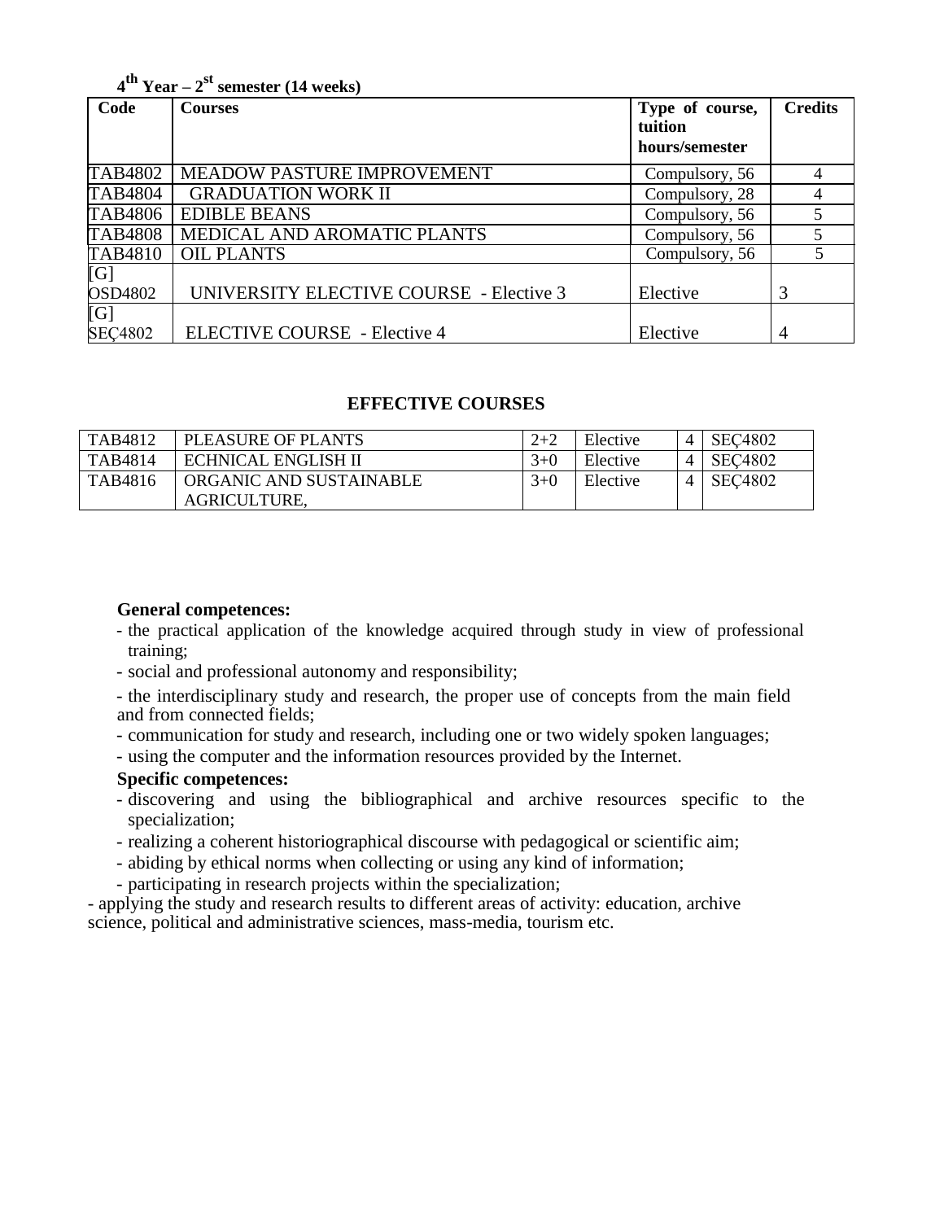**4th Year – 2st semester (14 weeks)**

| Code | Courses | Type of course, tuition hours/semester | Credits |
|---|---|---|---|
| TAB4802 | MEADOW PASTURE IMPROVEMENT | Compulsory, 56 | 4 |
| TAB4804 | GRADUATION WORK II | Compulsory, 28 | 4 |
| TAB4806 | EDIBLE BEANS | Compulsory, 56 | 5 |
| TAB4808 | MEDICAL AND AROMATIC PLANTS | Compulsory, 56 | 5 |
| TAB4810 | OIL PLANTS | Compulsory, 56 | 5 |
| [G] OSD4802 | UNIVERSITY ELECTIVE COURSE - Elective 3 | Elective | 3 |
| [G] SEÇ4802 | ELECTIVE COURSE - Elective 4 | Elective | 4 |

**EFFECTIVE COURSES**

| | | | | | |
|---|---|---|---|---|---|
| TAB4812 | PLEASURE OF PLANTS | 2+2 | Elective | 4 | SEÇ4802 |
| TAB4814 | ECHNICAL ENGLISH II | 3+0 | Elective | 4 | SEÇ4802 |
| TAB4816 | ORGANIC AND SUSTAINABLE AGRICULTURE, | 3+0 | Elective | 4 | SEÇ4802 |

**General competences:**

- the practical application of the knowledge acquired through study in view of professional training;
- social and professional autonomy and responsibility;
- the interdisciplinary study and research, the proper use of concepts from the main field and from connected fields;
- communication for study and research, including one or two widely spoken languages;
- using the computer and the information resources provided by the Internet.

**Specific competences:**

- discovering and using the bibliographical and archive resources specific to the specialization;
- realizing a coherent historiographical discourse with pedagogical or scientific aim;
- abiding by ethical norms when collecting or using any kind of information;
- participating in research projects within the specialization;
- applying the study and research results to different areas of activity: education, archive science, political and administrative sciences, mass-media, tourism etc.